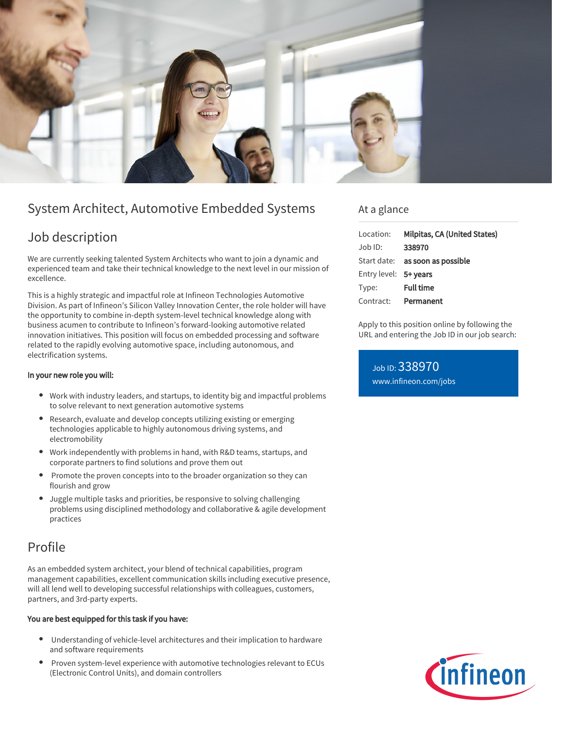# System Architect, Automotive Embedded Systems

## Job description

We are currently seeking talented System Architects who want to join a dynamic and experienced team and take their technical knowledge to the next level in our mission of excellence.

This is a highly strategic and impactful role at Infineon Technologies Automotive Division. As part of Infineon's Silicon Valley Innovation Center, the role holder will have the opportunity to combine in-depth system-level technical knowledge along with business acumen to contribute to Infineon's forward-looking automotive related innovation initiatives. This position will focus on embedded processing and software related to the rapidly evolving automotive space, including autonomous, and electrification systems.

**In your new role you will:**

- Work with industry leaders, and startups, to identity big and impactful problems to solve relevant to next generation automotive systems
- Research, evaluate and develop concepts utilizing existing or emerging technologies applicable to highly autonomous driving systems, and electromobility
- Work independently with problems in hand, with R&D teams, startups, and corporate partners to find solutions and prove them out
- Promote the proven concepts into to the broader organization so they can flourish and grow
- Juggle multiple tasks and priorities, be responsive to solving challenging problems using disciplined methodology and collaborative & agile development practices

## Profile

As an embedded system architect, your blend of technical capabilities, program management capabilities, excellent communication skills including executive presence, will all lend well to developing successful relationships with colleagues, customers, partners, and 3rd-party experts.

**You are best equipped for this task if you have:**

- Understanding of vehicle-level architectures and their implication to hardware and software requirements
- Proven system-level experience with automotive technologies relevant to ECUs (Electronic Control Units), and domain controllers

## At a glance

| | |
|---|---|
| Location: | **Milpitas, CA (United States)** |
| Job ID: | **338970** |
| Start date: | **as soon as possible** |
| Entry level: | **5+ years** |
| Type: | **Full time** |
| Contract: | **Permanent** |

Apply to this position online by following the URL and entering the Job ID in our job search:

Job ID: 338970
www.infineon.com/jobs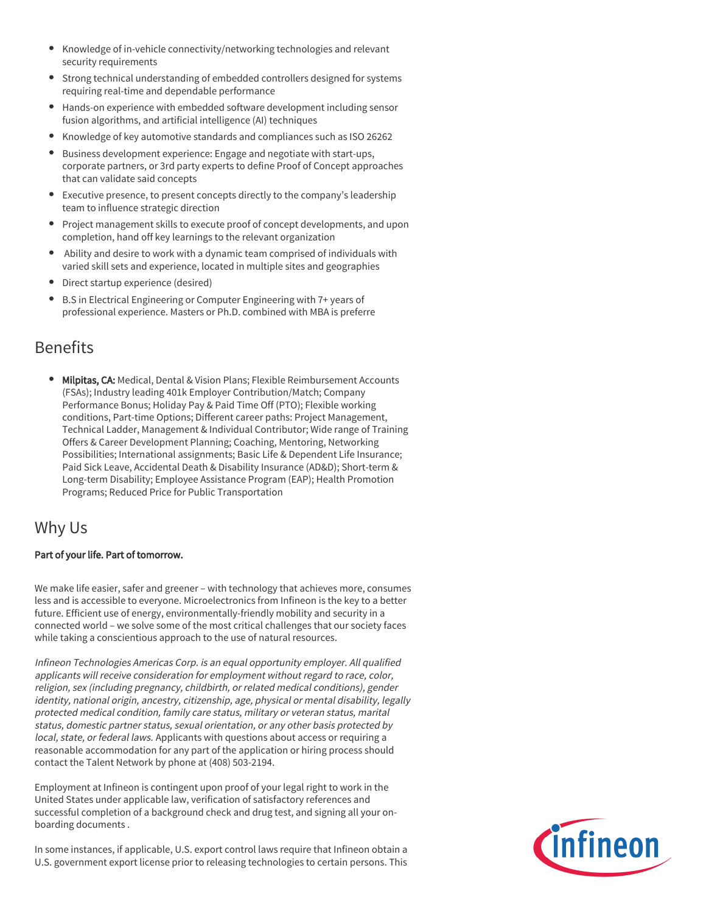- Knowledge of in-vehicle connectivity/networking technologies and relevant security requirements
- Strong technical understanding of embedded controllers designed for systems requiring real-time and dependable performance
- Hands-on experience with embedded software development including sensor fusion algorithms, and artificial intelligence (AI) techniques
- Knowledge of key automotive standards and compliances such as ISO 26262
- Business development experience: Engage and negotiate with start-ups, corporate partners, or 3rd party experts to define Proof of Concept approaches that can validate said concepts
- Executive presence, to present concepts directly to the company's leadership team to influence strategic direction
- Project management skills to execute proof of concept developments, and upon completion, hand off key learnings to the relevant organization
- Ability and desire to work with a dynamic team comprised of individuals with varied skill sets and experience, located in multiple sites and geographies
- Direct startup experience (desired)
- B.S in Electrical Engineering or Computer Engineering with 7+ years of professional experience. Masters or Ph.D. combined with MBA is preferre

## Benefits

- **Milpitas, CA:** Medical, Dental & Vision Plans; Flexible Reimbursement Accounts (FSAs); Industry leading 401k Employer Contribution/Match; Company Performance Bonus; Holiday Pay & Paid Time Off (PTO); Flexible working conditions, Part-time Options; Different career paths: Project Management, Technical Ladder, Management & Individual Contributor; Wide range of Training Offers & Career Development Planning; Coaching, Mentoring, Networking Possibilities; International assignments; Basic Life & Dependent Life Insurance; Paid Sick Leave, Accidental Death & Disability Insurance (AD&D); Short-term & Long-term Disability; Employee Assistance Program (EAP); Health Promotion Programs; Reduced Price for Public Transportation

## Why Us

**Part of your life. Part of tomorrow.**

We make life easier, safer and greener – with technology that achieves more, consumes less and is accessible to everyone. Microelectronics from Infineon is the key to a better future. Efficient use of energy, environmentally-friendly mobility and security in a connected world – we solve some of the most critical challenges that our society faces while taking a conscientious approach to the use of natural resources.

*Infineon Technologies Americas Corp. is an equal opportunity employer. All qualified applicants will receive consideration for employment without regard to race, color, religion, sex (including pregnancy, childbirth, or related medical conditions), gender identity, national origin, ancestry, citizenship, age, physical or mental disability, legally protected medical condition, family care status, military or veteran status, marital status, domestic partner status, sexual orientation, or any other basis protected by local, state, or federal laws.* Applicants with questions about access or requiring a reasonable accommodation for any part of the application or hiring process should contact the Talent Network by phone at (408) 503-2194.

Employment at Infineon is contingent upon proof of your legal right to work in the United States under applicable law, verification of satisfactory references and successful completion of a background check and drug test, and signing all your on-boarding documents .

In some instances, if applicable, U.S. export control laws require that Infineon obtain a U.S. government export license prior to releasing technologies to certain persons. This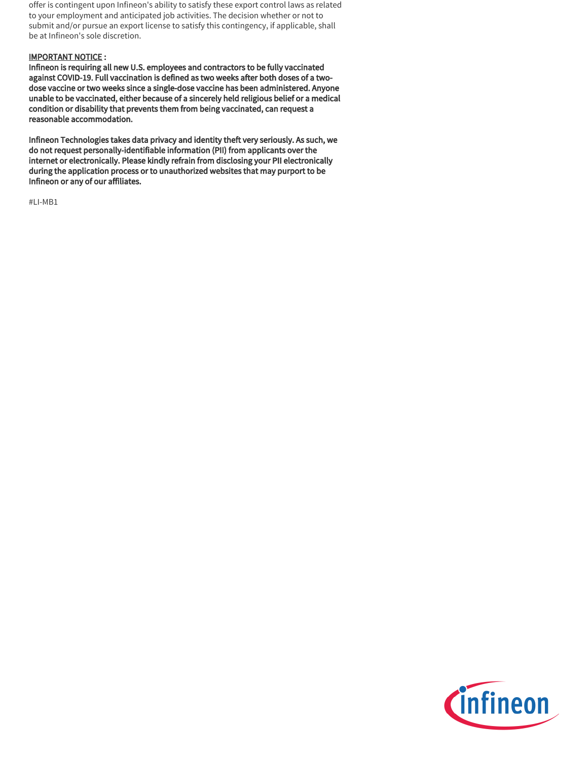offer is contingent upon Infineon's ability to satisfy these export control laws as related to your employment and anticipated job activities. The decision whether or not to submit and/or pursue an export license to satisfy this contingency, if applicable, shall be at Infineon's sole discretion.

**IMPORTANT NOTICE :**

**Infineon is requiring all new U.S. employees and contractors to be fully vaccinated against COVID-19. Full vaccination is defined as two weeks after both doses of a two-dose vaccine or two weeks since a single-dose vaccine has been administered. Anyone unable to be vaccinated, either because of a sincerely held religious belief or a medical condition or disability that prevents them from being vaccinated, can request a reasonable accommodation.**

**Infineon Technologies takes data privacy and identity theft very seriously. As such, we do not request personally-identifiable information (PII) from applicants over the internet or electronically. Please kindly refrain from disclosing your PII electronically during the application process or to unauthorized websites that may purport to be Infineon or any of our affiliates.**

#LI-MB1